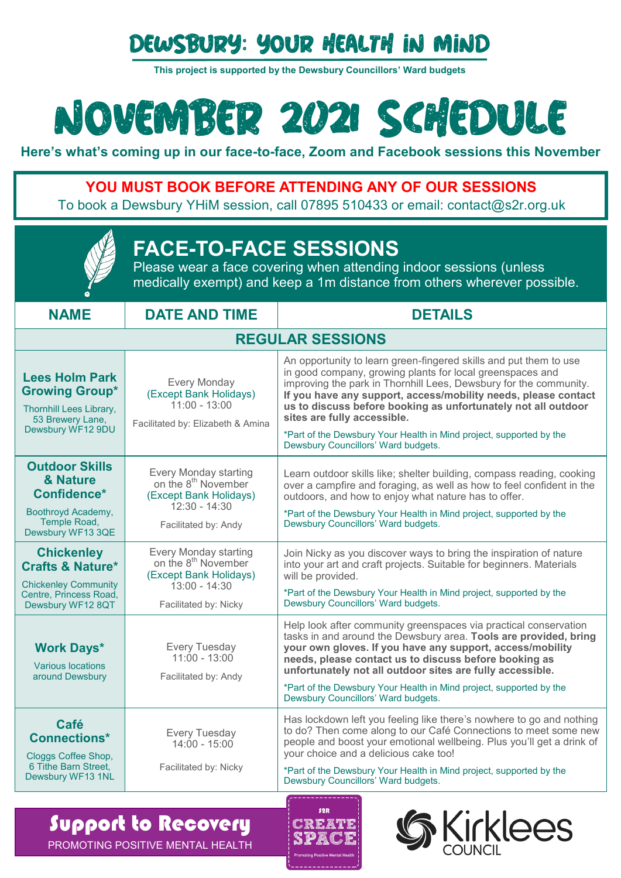# DEWSBURY: YOUR HEALTH IN MIND

**This project is supported by the Dewsbury Councillors' Ward budgets**

# NOVEMBER 2021 SCHEDULE

**Here's what's coming up in our face-to-face, Zoom and Facebook sessions this November**

**YOU MUST BOOK BEFORE ATTENDING ANY OF OUR SESSIONS**

To book a Dewsbury YHiM session, call 07895 510433 or email: contact@s2r.org.uk

## FACE-TO-FACE SESSIONS

Please wear a face covering when attending indoor sessions (unless medically exempt) and keep a 1m distance from others wherever possible.

| NAME | DATE AND TIME | DETAILS |
|---|---|---|
| **REGULAR SESSIONS** | | |
| **Lees Holm Park Growing Group*** Thornhill Lees Library, 53 Brewery Lane, Dewsbury WF12 9DU | Every Monday (Except Bank Holidays) 11:00 - 13:00 Facilitated by: Elizabeth & Amina | An opportunity to learn green-fingered skills and put them to use in good company, growing plants for local greenspaces and improving the park in Thornhill Lees, Dewsbury for the community. **If you have any support, access/mobility needs, please contact us to discuss before booking as unfortunately not all outdoor sites are fully accessible.** *Part of the Dewsbury Your Health in Mind project, supported by the Dewsbury Councillors' Ward budgets. |
| **Outdoor Skills & Nature Confidence*** Boothroyd Academy, Temple Road, Dewsbury WF13 3QE | Every Monday starting on the 8th November (Except Bank Holidays) 12:30 - 14:30 Facilitated by: Andy | Learn outdoor skills like; shelter building, compass reading, cooking over a campfire and foraging, as well as how to feel confident in the outdoors, and how to enjoy what nature has to offer. *Part of the Dewsbury Your Health in Mind project, supported by the Dewsbury Councillors' Ward budgets. |
| **Chickenley Crafts & Nature*** Chickenley Community Centre, Princess Road, Dewsbury WF12 8QT | Every Monday starting on the 8th November (Except Bank Holidays) 13:00 - 14:30 Facilitated by: Nicky | Join Nicky as you discover ways to bring the inspiration of nature into your art and craft projects. Suitable for beginners. Materials will be provided. *Part of the Dewsbury Your Health in Mind project, supported by the Dewsbury Councillors' Ward budgets. |
| **Work Days*** Various locations around Dewsbury | Every Tuesday 11:00 - 13:00 Facilitated by: Andy | Help look after community greenspaces via practical conservation tasks in and around the Dewsbury area. **Tools are provided, bring your own gloves. If you have any support, access/mobility needs, please contact us to discuss before booking as unfortunately not all outdoor sites are fully accessible.** *Part of the Dewsbury Your Health in Mind project, supported by the Dewsbury Councillors' Ward budgets. |
| **Café Connections*** Cloggs Coffee Shop, 6 Tithe Barn Street, Dewsbury WF13 1NL | Every Tuesday 14:00 - 15:00 Facilitated by: Nicky | Has lockdown left you feeling like there's nowhere to go and nothing to do? Then come along to our Café Connections to meet some new people and boost your emotional wellbeing. Plus you'll get a drink of your choice and a delicious cake too! *Part of the Dewsbury Your Health in Mind project, supported by the Dewsbury Councillors' Ward budgets. |

**Support to Recovery**
PROMOTING POSITIVE MENTAL HEALTH

S2R CREATE SPACE
Promoting Positive Mental Health

Kirklees COUNCIL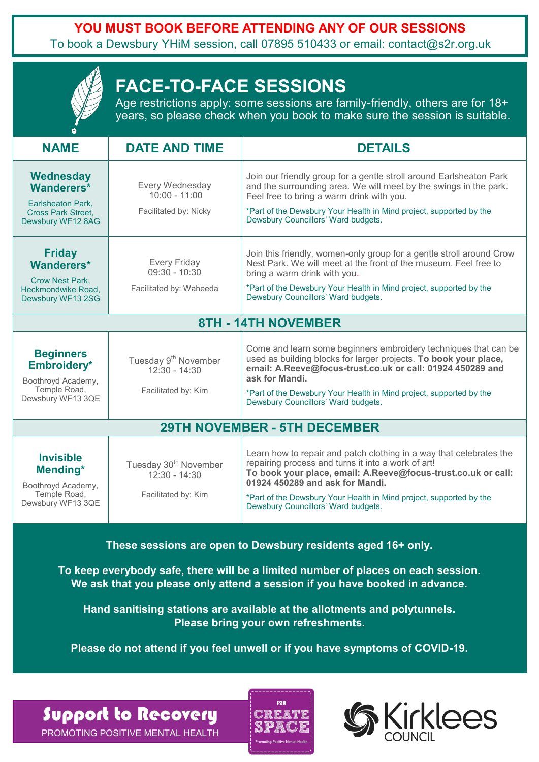**YOU MUST BOOK BEFORE ATTENDING ANY OF OUR SESSIONS**

To book a Dewsbury YHiM session, call 07895 510433 or email: contact@s2r.org.uk

# FACE-TO-FACE SESSIONS

Age restrictions apply: some sessions are family-friendly, others are for 18+ years, so please check when you book to make sure the session is suitable.

| NAME | DATE AND TIME | DETAILS |
|---|---|---|
| **Wednesday Wanderers*** <br> Earlsheaton Park, Cross Park Street, Dewsbury WF12 8AG | Every Wednesday <br> 10:00 - 11:00 <br> Facilitated by: Nicky | Join our friendly group for a gentle stroll around Earlsheaton Park and the surrounding area. We will meet by the swings in the park. Feel free to bring a warm drink with you. <br> *Part of the Dewsbury Your Health in Mind project, supported by the Dewsbury Councillors' Ward budgets. |
| **Friday Wanderers*** <br> Crow Nest Park, Heckmondwike Road, Dewsbury WF13 2SG | Every Friday <br> 09:30 - 10:30 <br> Facilitated by: Waheeda | Join this friendly, women-only group for a gentle stroll around Crow Nest Park. We will meet at the front of the museum. Feel free to bring a warm drink with you. <br> *Part of the Dewsbury Your Health in Mind project, supported by the Dewsbury Councillors' Ward budgets. |
| **8TH - 14TH NOVEMBER** | | |
| **Beginners Embroidery*** <br> Boothroyd Academy, Temple Road, Dewsbury WF13 3QE | Tuesday 9th November <br> 12:30 - 14:30 <br> Facilitated by: Kim | Come and learn some beginners embroidery techniques that can be used as building blocks for larger projects. **To book your place, email: A.Reeve@focus-trust.co.uk or call: 01924 450289 and ask for Mandi.** <br> *Part of the Dewsbury Your Health in Mind project, supported by the Dewsbury Councillors' Ward budgets. |
| **29TH NOVEMBER - 5TH DECEMBER** | | |
| **Invisible Mending*** <br> Boothroyd Academy, Temple Road, Dewsbury WF13 3QE | Tuesday 30th November <br> 12:30 - 14:30 <br> Facilitated by: Kim | Learn how to repair and patch clothing in a way that celebrates the repairing process and turns it into a work of art! **To book your place, email: A.Reeve@focus-trust.co.uk or call: 01924 450289 and ask for Mandi.** <br> *Part of the Dewsbury Your Health in Mind project, supported by the Dewsbury Councillors' Ward budgets. |

**These sessions are open to Dewsbury residents aged 16+ only.**

**To keep everybody safe, there will be a limited number of places on each session. We ask that you please only attend a session if you have booked in advance.**

**Hand sanitising stations are available at the allotments and polytunnels. Please bring your own refreshments.**

**Please do not attend if you feel unwell or if you have symptoms of COVID-19.**

**Support to Recovery**

PROMOTING POSITIVE MENTAL HEALTH

S2R CREATE SPACE – Promoting Positive Mental Health

Kirklees COUNCIL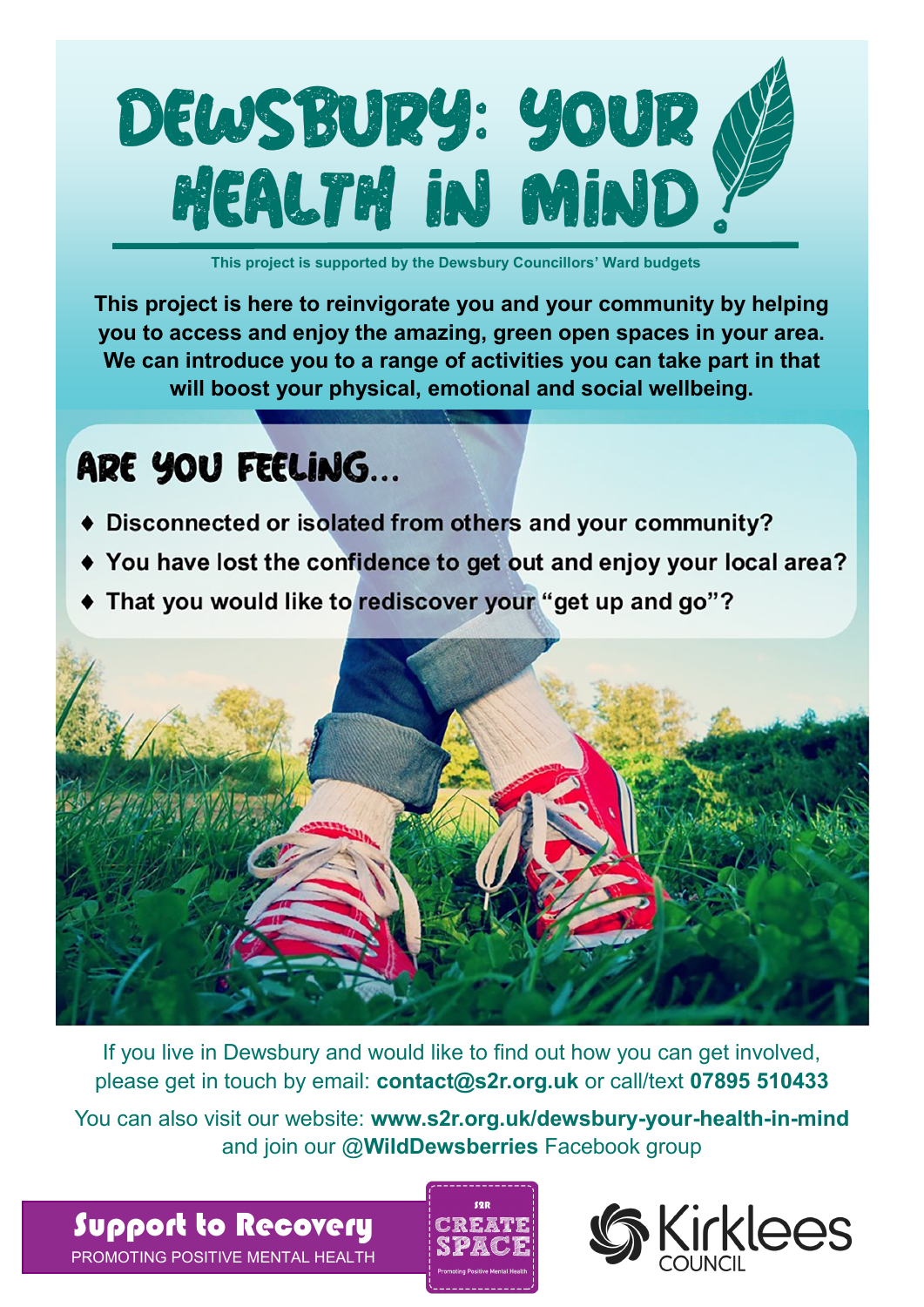# Dewsbury: Your Health in Mind!

This project is supported by the Dewsbury Councillors' Ward budgets

**This project is here to reinvigorate you and your community by helping you to access and enjoy the amazing, green open spaces in your area. We can introduce you to a range of activities you can take part in that will boost your physical, emotional and social wellbeing.**

## Are you feeling...

- Disconnected or isolated from others and your community?
- You have lost the confidence to get out and enjoy your local area?
- That you would like to rediscover your "get up and go"?

If you live in Dewsbury and would like to find out how you can get involved, please get in touch by email: **contact@s2r.org.uk** or call/text **07895 510433**

You can also visit our website: **www.s2r.org.uk/dewsbury-your-health-in-mind** and join our @**WildDewsberries** Facebook group

**Support to Recovery**
PROMOTING POSITIVE MENTAL HEALTH

S2R CREATE SPACE
Promoting Positive Mental Health

Kirklees COUNCIL